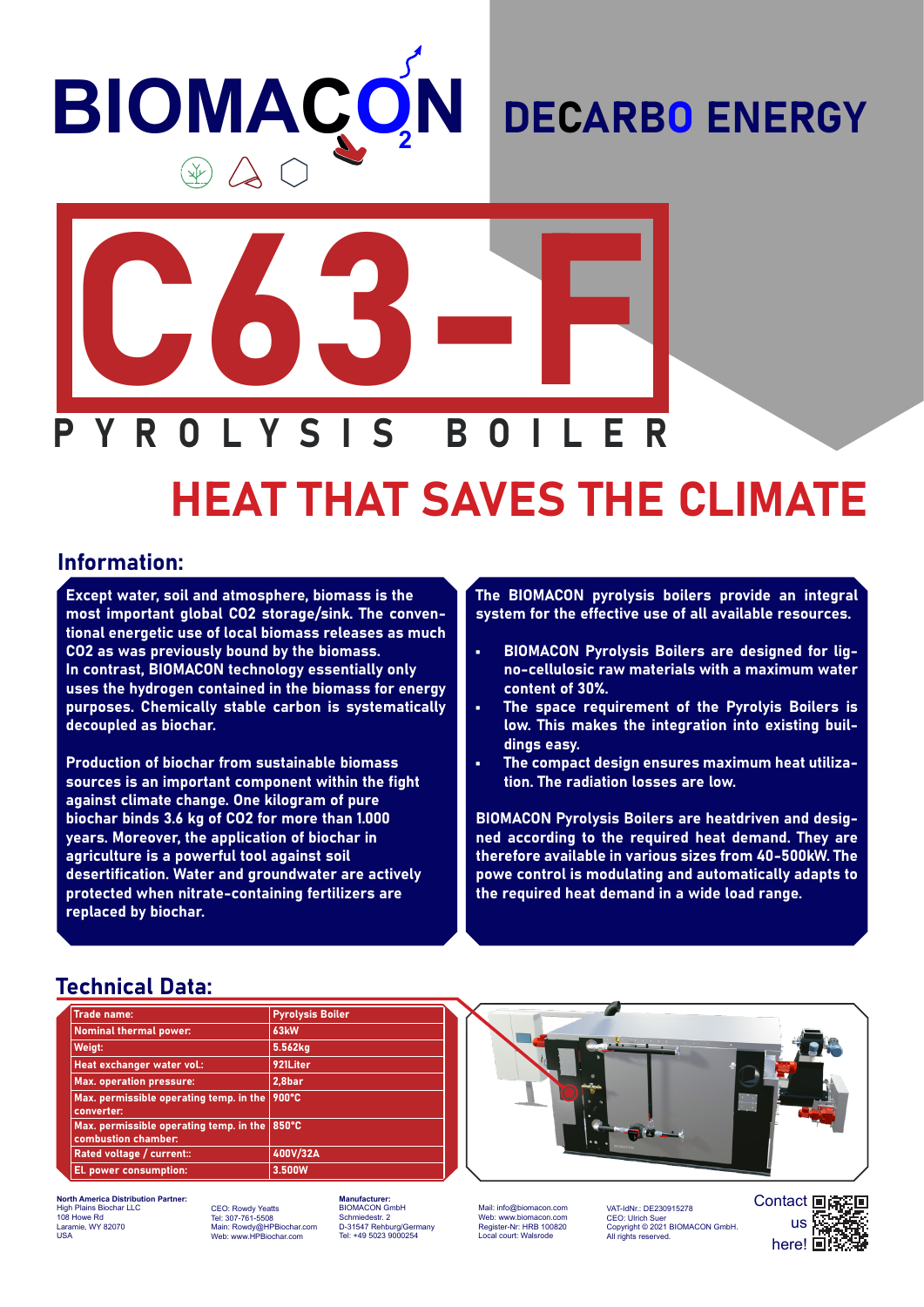# BIOMACON

## DECARBO ENERGY

# C63-F

## PYROLYSIS BOILER

## HEAT THAT SAVES THE CLIMATE

### Information:

**Except water, soil and atmosphere, biomass is the most important global CO2 storage/sink. The conventional energetic use of local biomass releases as much CO2 as was previously bound by the biomass. In contrast, BIOMACON technology essentially only uses the hydrogen contained in the biomass for energy purposes. Chemically stable carbon is systematically decoupled as biochar.**

**Production of biochar from sustainable biomass sources is an important component within the fight against climate change. One kilogram of pure biochar binds 3.6 kg of CO2 for more than 1.000 years. Moreover, the application of biochar in agriculture is a powerful tool against soil desertification. Water and groundwater are actively protected when nitrate-containing fertilizers are replaced by biochar.**

**The BIOMACON pyrolysis boilers provide an integral system for the effective use of all available resources.**

- **BIOMACON Pyrolysis Boilers are designed for ligno-cellulosic raw materials with a maximum water content of 30%.**
- **The space requirement of the Pyrolyis Boilers is low. This makes the integration into existing buildings easy.**
- **The compact design ensures maximum heat utilization. The radiation losses are low.**

**BIOMACON Pyrolysis Boilers are heatdriven and designed according to the required heat demand. They are therefore available in various sizes from 40-500kW. The powe control is modulating and automatically adapts to the required heat demand in a wide load range.**

### Technical Data:

| Trade name: | Pyrolysis Boiler |
|---|---|
| Nominal thermal power: | 63kW |
| Weigt: | 5.562kg |
| Heat exchanger water vol.: | 921Liter |
| Max. operation pressure: | 2,8bar |
| Max. permissible operating temp. in the converter: | 900°C |
| Max. permissible operating temp. in the combustion chamber: | 850°C |
| Rated voltage / current:: | 400V/32A |
| El. power consumption: | 3.500W |

**North America Distribution Partner:**
High Plains Biochar LLC
108 Howe Rd
Laramie, WY 82070
USA

CEO: Rowdy Yeatts
Tel: 307-761-5508
Main: Rowdy@HPBiochar.com
Web: www.HPBiochar.com

**Manufacturer:**
BIOMACON GmbH
Schmiedestr. 2
D-31547 Rehburg/Germany
Tel: +49 5023 9000254

Mail: info@biomacon.com
Web: www.biomacon.com
Register-Nr: HRB 100820
Local court: Walsrode

VAT-IdNr.: DE230915278
CEO: Ulrich Suer
Copyright © 2021 BIOMACON GmbH.
All rights reserved.

Contact us here!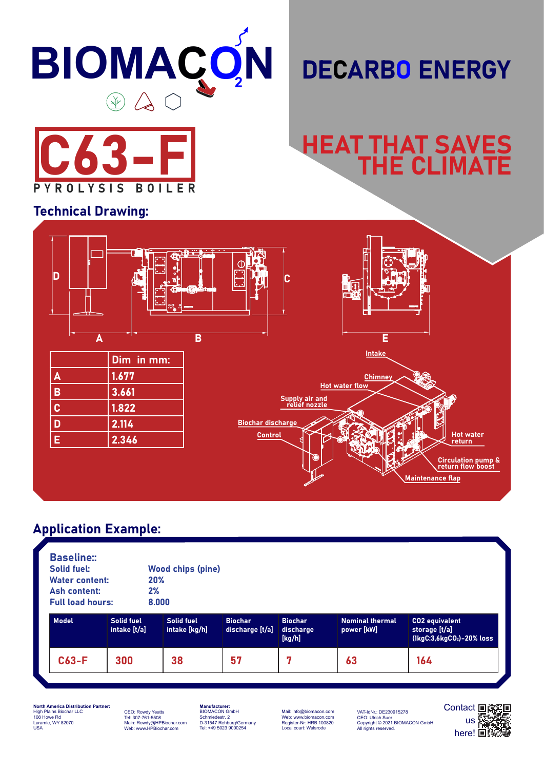# BIOMACON

# DECARBO ENERGY

# C63-F

PYROLYSIS BOILER

## HEAT THAT SAVES THE CLIMATE

## Technical Drawing:

D

C

A

B

E

| | Dim in mm: |
|---|---|
| A | 1.677 |
| B | 3.661 |
| C | 1.822 |
| D | 2.114 |
| E | 2.346 |

Intake

Chimney

Hot water flow

Supply air and relief nozzle

Biochar discharge

Control

Hot water return

Circulation pump & return flow boost

Maintenance flap

## Application Example:

**Baseline::**

| | |
|---|---|
| Solid fuel: | Wood chips (pine) |
| Water content: | 20% |
| Ash content: | 2% |
| Full load hours: | 8.000 |

| Model | Solid fuel intake [t/a] | Solid fuel intake [kg/h] | Biochar discharge [t/a] | Biochar discharge [kg/h] | Nominal thermal power [kW] | CO2 equivalent storage [t/a] (1kgC:3,6kgCO₂)-20% loss |
|---|---|---|---|---|---|---|
| C63-F | 300 | 38 | 57 | 7 | 63 | 164 |

**North America Distribution Partner:**
High Plains Biochar LLC
108 Howe Rd
Laramie, WY 82070
USA

CEO: Rowdy Yeatts
Tel: 307-761-5508
Main: Rowdy@HPBiochar.com
Web: www.HPBiochar.com

**Manufacturer:**
BIOMACON GmbH
Schmiedestr. 2
D-31547 Rehburg/Germany
Tel: +49 5023 9000254

Mail: info@biomacon.com
Web: www.biomacon.com
Register-Nr: HRB 100820
Local court: Walsrode

VAT-IdNr.: DE230915278
CEO: Ulrich Suer
Copyright © 2021 BIOMACON GmbH.
All rights reserved.

Contact us here!